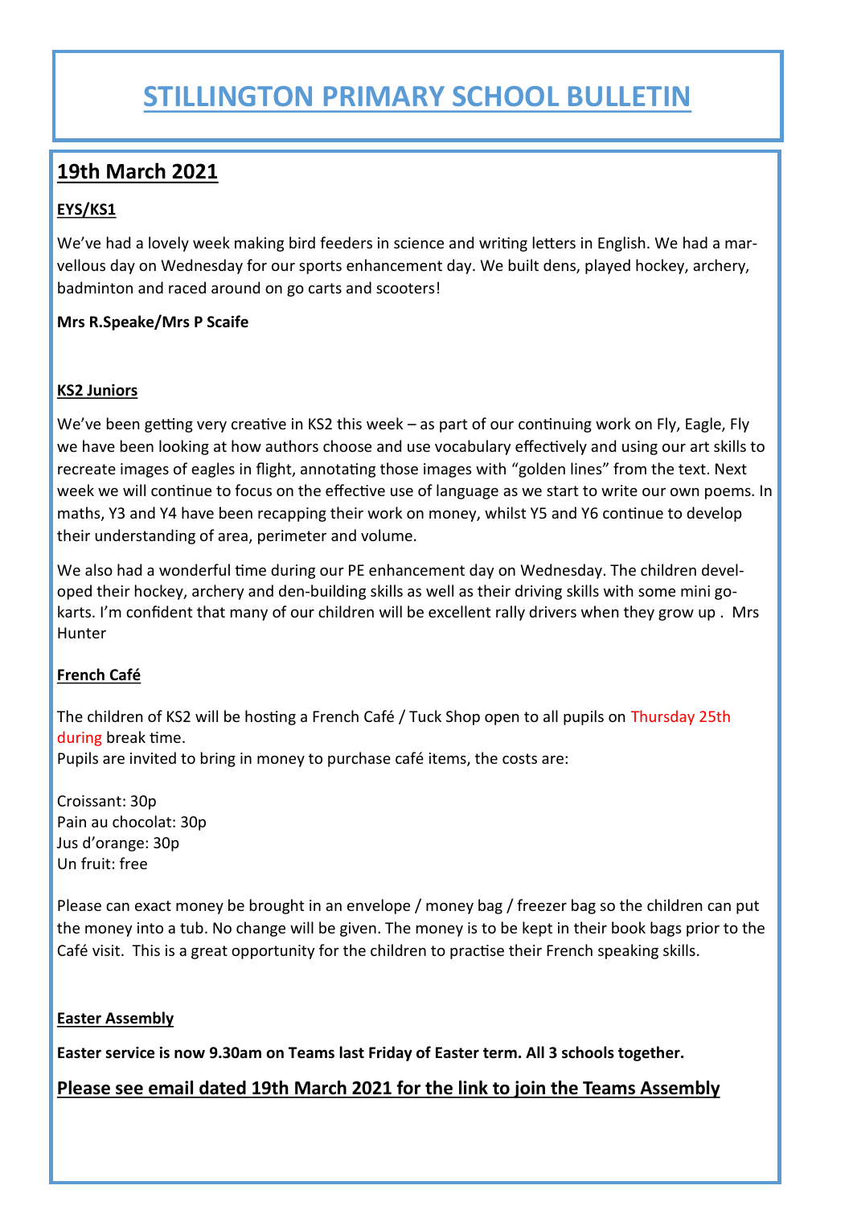# STILLINGTON PRIMARY SCHOOL BULLETIN

## 19th March 2021

### EYS/KS1

We've had a lovely week making bird feeders in science and writing letters in English. We had a marvellous day on Wednesday for our sports enhancement day. We built dens, played hockey, archery, badminton and raced around on go carts and scooters!

**Mrs R.Speake/Mrs P Scaife**

### KS2 Juniors

We've been getting very creative in KS2 this week – as part of our continuing work on Fly, Eagle, Fly we have been looking at how authors choose and use vocabulary effectively and using our art skills to recreate images of eagles in flight, annotating those images with "golden lines" from the text. Next week we will continue to focus on the effective use of language as we start to write our own poems. In maths, Y3 and Y4 have been recapping their work on money, whilst Y5 and Y6 continue to develop their understanding of area, perimeter and volume.

We also had a wonderful time during our PE enhancement day on Wednesday. The children developed their hockey, archery and den-building skills as well as their driving skills with some mini go-karts. I'm confident that many of our children will be excellent rally drivers when they grow up . Mrs Hunter

### French Café

The children of KS2 will be hosting a French Café / Tuck Shop open to all pupils on Thursday 25th during break time.
Pupils are invited to bring in money to purchase café items, the costs are:

Croissant: 30p
Pain au chocolat: 30p
Jus d'orange: 30p
Un fruit: free

Please can exact money be brought in an envelope / money bag / freezer bag so the children can put the money into a tub. No change will be given. The money is to be kept in their book bags prior to the Café visit. This is a great opportunity for the children to practise their French speaking skills.

### Easter Assembly

**Easter service is now 9.30am on Teams last Friday of Easter term. All 3 schools together.**

**Please see email dated 19th March 2021 for the link to join the Teams Assembly**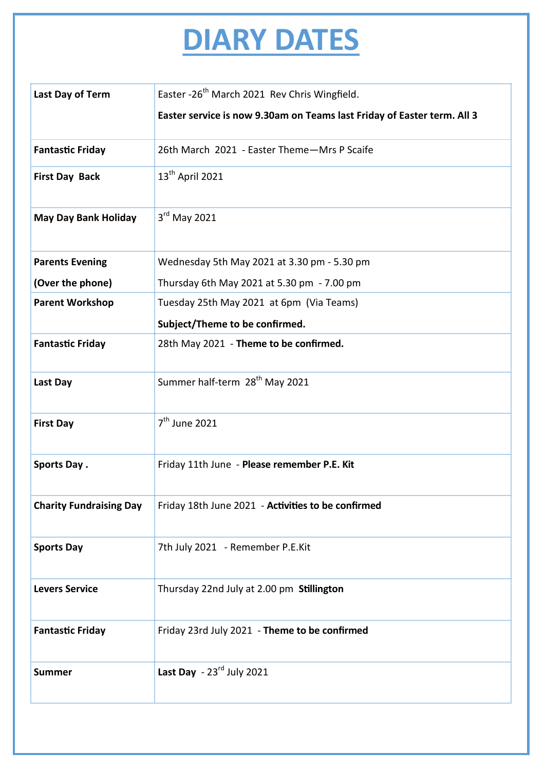# DIARY DATES

| | |
|---|---|
| **Last Day of Term** | Easter -26th March 2021 Rev Chris Wingfield. **Easter service is now 9.30am on Teams last Friday of Easter term. All 3** |
| **Fantastic Friday** | 26th March 2021 - Easter Theme—Mrs P Scaife |
| **First Day Back** | 13th April 2021 |
| **May Day Bank Holiday** | 3rd May 2021 |
| **Parents Evening (Over the phone)** | Wednesday 5th May 2021 at 3.30 pm - 5.30 pm<br>Thursday 6th May 2021 at 5.30 pm - 7.00 pm |
| **Parent Workshop** | Tuesday 25th May 2021 at 6pm (Via Teams)<br>**Subject/Theme to be confirmed.** |
| **Fantastic Friday** | 28th May 2021 - **Theme to be confirmed.** |
| **Last Day** | Summer half-term 28th May 2021 |
| **First Day** | 7th June 2021 |
| **Sports Day .** | Friday 11th June - **Please remember P.E. Kit** |
| **Charity Fundraising Day** | Friday 18th June 2021 - **Activities to be confirmed** |
| **Sports Day** | 7th July 2021 - Remember P.E.Kit |
| **Levers Service** | Thursday 22nd July at 2.00 pm **Stillington** |
| **Fantastic Friday** | Friday 23rd July 2021 - **Theme to be confirmed** |
| **Summer** | **Last Day** - 23rd July 2021 |